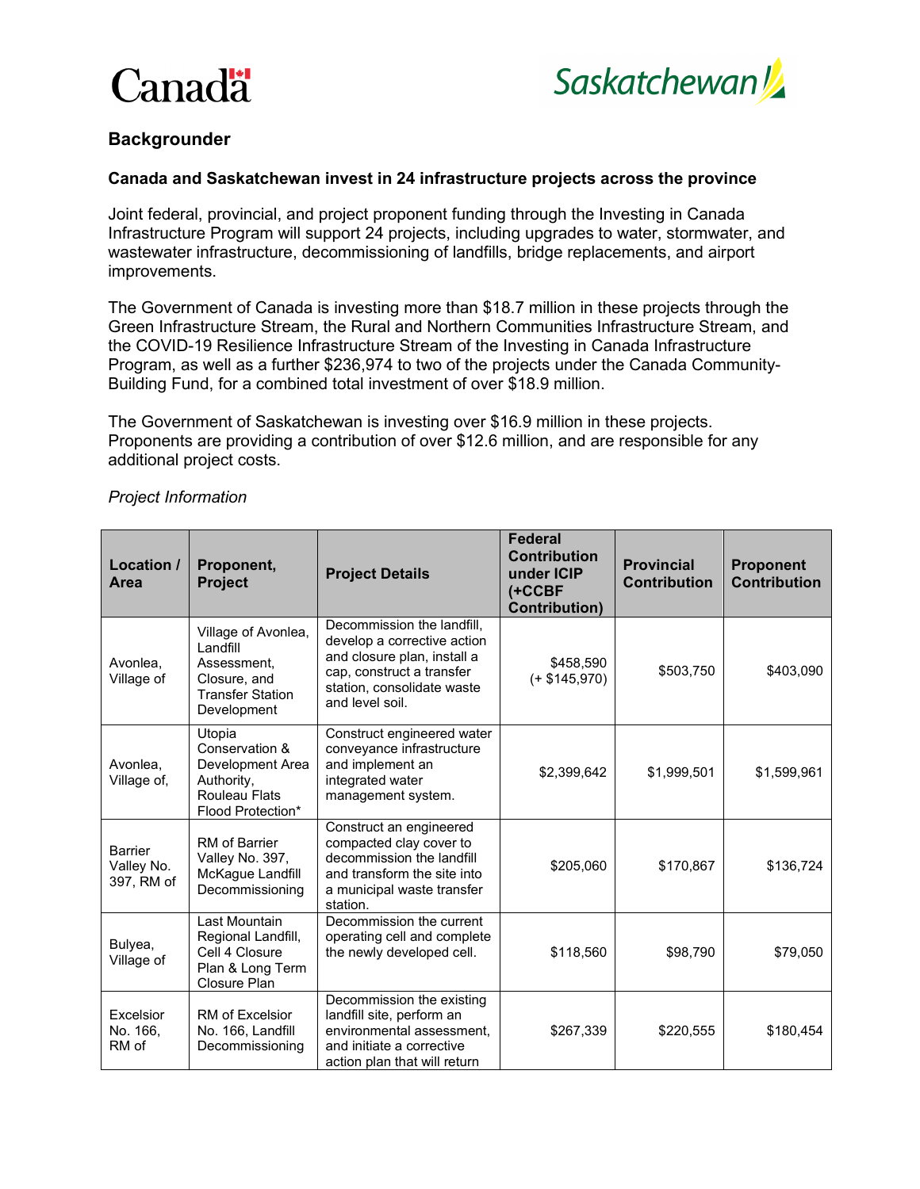**Backgrounder**

**Canada and Saskatchewan invest in 24 infrastructure projects across the province**

Joint federal, provincial, and project proponent funding through the Investing in Canada Infrastructure Program will support 24 projects, including upgrades to water, stormwater, and wastewater infrastructure, decommissioning of landfills, bridge replacements, and airport improvements.

The Government of Canada is investing more than $18.7 million in these projects through the Green Infrastructure Stream, the Rural and Northern Communities Infrastructure Stream, and the COVID-19 Resilience Infrastructure Stream of the Investing in Canada Infrastructure Program, as well as a further $236,974 to two of the projects under the Canada Community-Building Fund, for a combined total investment of over $18.9 million.

The Government of Saskatchewan is investing over $16.9 million in these projects. Proponents are providing a contribution of over $12.6 million, and are responsible for any additional project costs.

*Project Information*

| Location / Area | Proponent, Project | Project Details | Federal Contribution under ICIP (+CCBF Contribution) | Provincial Contribution | Proponent Contribution |
|---|---|---|---|---|---|
| Avonlea, Village of | Village of Avonlea, Landfill Assessment, Closure, and Transfer Station Development | Decommission the landfill, develop a corrective action and closure plan, install a cap, construct a transfer station, consolidate waste and level soil. | $458,590 (+ $145,970) | $503,750 | $403,090 |
| Avonlea, Village of, | Utopia Conservation & Development Area Authority, Rouleau Flats Flood Protection* | Construct engineered water conveyance infrastructure and implement an integrated water management system. | $2,399,642 | $1,999,501 | $1,599,961 |
| Barrier Valley No. 397, RM of | RM of Barrier Valley No. 397, McKague Landfill Decommissioning | Construct an engineered compacted clay cover to decommission the landfill and transform the site into a municipal waste transfer station. | $205,060 | $170,867 | $136,724 |
| Bulyea, Village of | Last Mountain Regional Landfill, Cell 4 Closure Plan & Long Term Closure Plan | Decommission the current operating cell and complete the newly developed cell. | $118,560 | $98,790 | $79,050 |
| Excelsior No. 166, RM of | RM of Excelsior No. 166, Landfill Decommissioning | Decommission the existing landfill site, perform an environmental assessment, and initiate a corrective action plan that will return | $267,339 | $220,555 | $180,454 |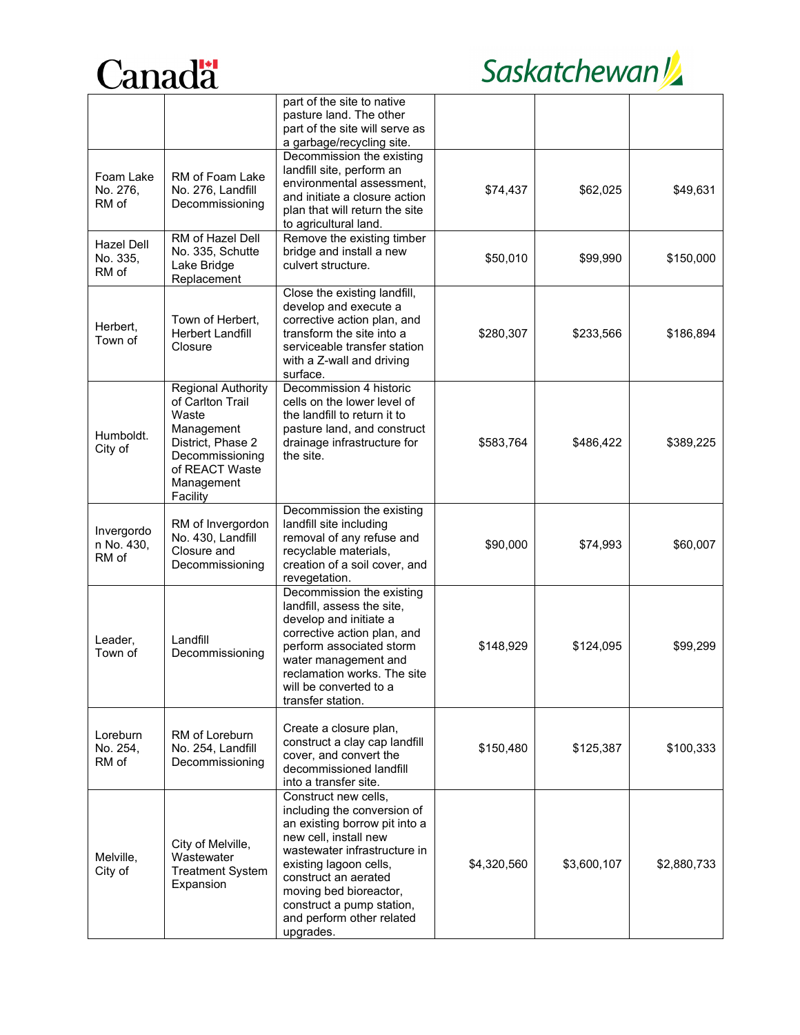| | | | | | |
|---|---|---|---|---|---|
| | | part of the site to native pasture land. The other part of the site will serve as a garbage/recycling site. | | | |
| Foam Lake No. 276, RM of | RM of Foam Lake No. 276, Landfill Decommissioning | Decommission the existing landfill site, perform an environmental assessment, and initiate a closure action plan that will return the site to agricultural land. | $74,437 | $62,025 | $49,631 |
| Hazel Dell No. 335, RM of | RM of Hazel Dell No. 335, Schutte Lake Bridge Replacement | Remove the existing timber bridge and install a new culvert structure. | $50,010 | $99,990 | $150,000 |
| Herbert, Town of | Town of Herbert, Herbert Landfill Closure | Close the existing landfill, develop and execute a corrective action plan, and transform the site into a serviceable transfer station with a Z-wall and driving surface. | $280,307 | $233,566 | $186,894 |
| Humboldt. City of | Regional Authority of Carlton Trail Waste Management District, Phase 2 Decommissioning of REACT Waste Management Facility | Decommission 4 historic cells on the lower level of the landfill to return it to pasture land, and construct drainage infrastructure for the site. | $583,764 | $486,422 | $389,225 |
| Invergordon No. 430, RM of | RM of Invergordon No. 430, Landfill Closure and Decommissioning | Decommission the existing landfill site including removal of any refuse and recyclable materials, creation of a soil cover, and revegetation. | $90,000 | $74,993 | $60,007 |
| Leader, Town of | Landfill Decommissioning | Decommission the existing landfill, assess the site, develop and initiate a corrective action plan, and perform associated storm water management and reclamation works. The site will be converted to a transfer station. | $148,929 | $124,095 | $99,299 |
| Loreburn No. 254, RM of | RM of Loreburn No. 254, Landfill Decommissioning | Create a closure plan, construct a clay cap landfill cover, and convert the decommissioned landfill into a transfer site. | $150,480 | $125,387 | $100,333 |
| Melville, City of | City of Melville, Wastewater Treatment System Expansion | Construct new cells, including the conversion of an existing borrow pit into a new cell, install new wastewater infrastructure in existing lagoon cells, construct an aerated moving bed bioreactor, construct a pump station, and perform other related upgrades. | $4,320,560 | $3,600,107 | $2,880,733 |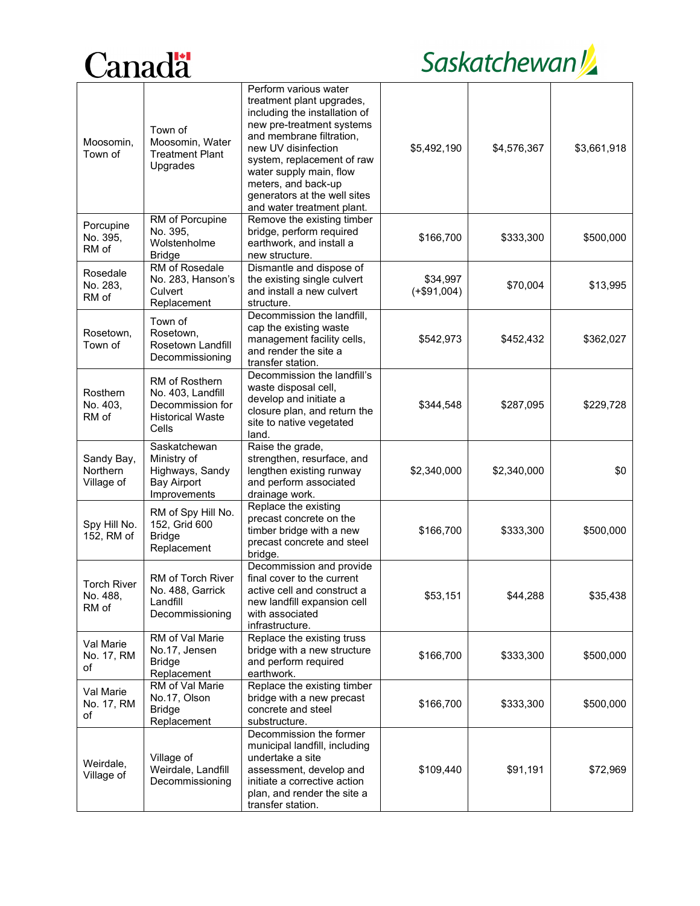| Moosomin, Town of | Town of Moosomin, Water Treatment Plant Upgrades | Perform various water treatment plant upgrades, including the installation of new pre-treatment systems and membrane filtration, new UV disinfection system, replacement of raw water supply main, flow meters, and back-up generators at the well sites and water treatment plant. | $5,492,190 | $4,576,367 | $3,661,918 |
|---|---|---|---|---|---|
| Porcupine No. 395, RM of | RM of Porcupine No. 395, Wolstenholme Bridge | Remove the existing timber bridge, perform required earthwork, and install a new structure. | $166,700 | $333,300 | $500,000 |
| Rosedale No. 283, RM of | RM of Rosedale No. 283, Hanson's Culvert Replacement | Dismantle and dispose of the existing single culvert and install a new culvert structure. | $34,997 (+$91,004) | $70,004 | $13,995 |
| Rosetown, Town of | Town of Rosetown, Rosetown Landfill Decommissioning | Decommission the landfill, cap the existing waste management facility cells, and render the site a transfer station. | $542,973 | $452,432 | $362,027 |
| Rosthern No. 403, RM of | RM of Rosthern No. 403, Landfill Decommission for Historical Waste Cells | Decommission the landfill's waste disposal cell, develop and initiate a closure plan, and return the site to native vegetated land. | $344,548 | $287,095 | $229,728 |
| Sandy Bay, Northern Village of | Saskatchewan Ministry of Highways, Sandy Bay Airport Improvements | Raise the grade, strengthen, resurface, and lengthen existing runway and perform associated drainage work. | $2,340,000 | $2,340,000 | $0 |
| Spy Hill No. 152, RM of | RM of Spy Hill No. 152, Grid 600 Bridge Replacement | Replace the existing precast concrete on the timber bridge with a new precast concrete and steel bridge. | $166,700 | $333,300 | $500,000 |
| Torch River No. 488, RM of | RM of Torch River No. 488, Garrick Landfill Decommissioning | Decommission and provide final cover to the current active cell and construct a new landfill expansion cell with associated infrastructure. | $53,151 | $44,288 | $35,438 |
| Val Marie No. 17, RM of | RM of Val Marie No.17, Jensen Bridge Replacement | Replace the existing truss bridge with a new structure and perform required earthwork. | $166,700 | $333,300 | $500,000 |
| Val Marie No. 17, RM of | RM of Val Marie No.17, Olson Bridge Replacement | Replace the existing timber bridge with a new precast concrete and steel substructure. | $166,700 | $333,300 | $500,000 |
| Weirdale, Village of | Village of Weirdale, Landfill Decommissioning | Decommission the former municipal landfill, including undertake a site assessment, develop and initiate a corrective action plan, and render the site a transfer station. | $109,440 | $91,191 | $72,969 |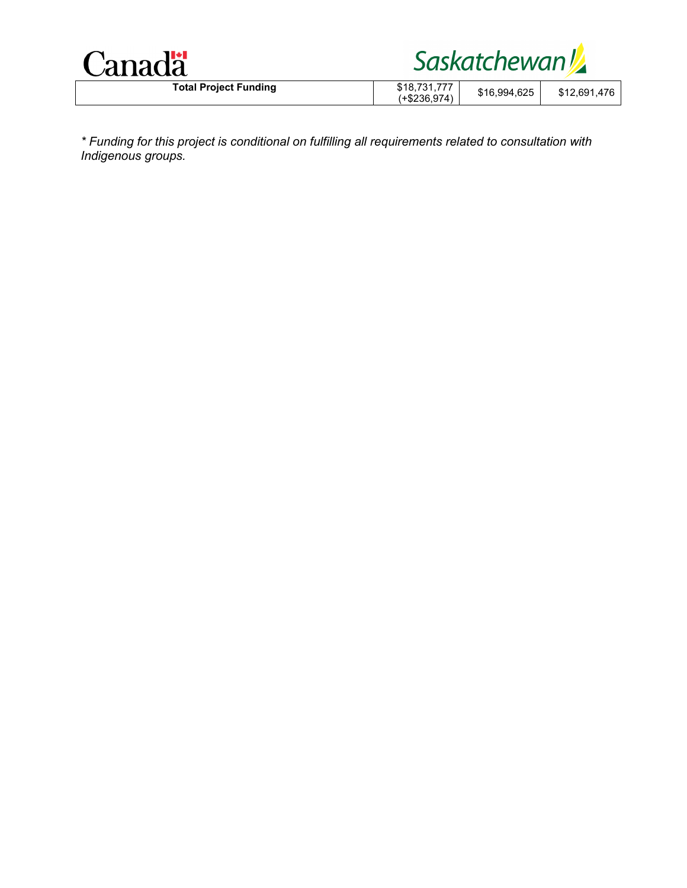| | | | |
|---|---|---|---|
| **Total Project Funding** | $18,731,777 (+$236,974) | $16,994,625 | $12,691,476 |

*\* Funding for this project is conditional on fulfilling all requirements related to consultation with Indigenous groups.*